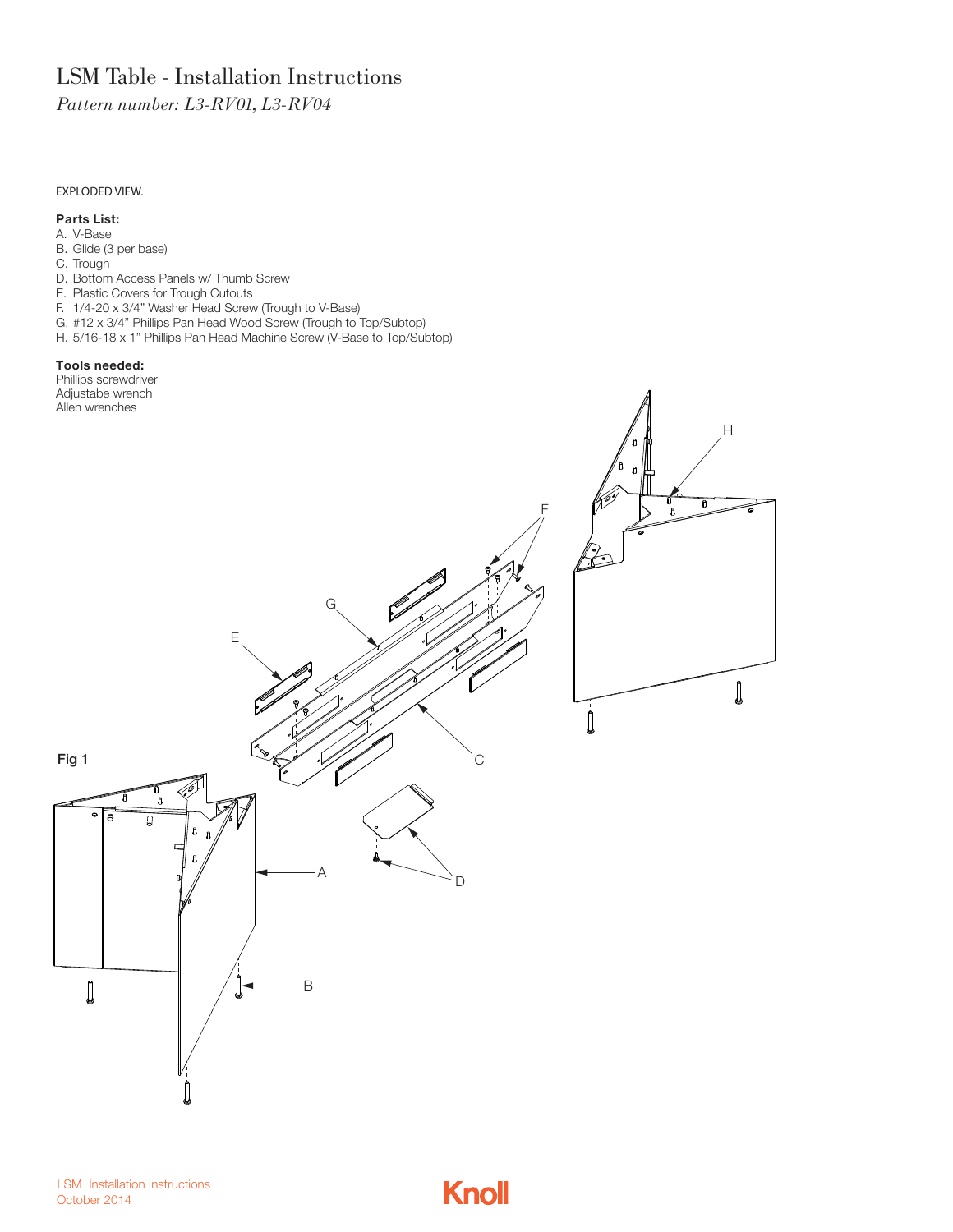# LSM Table - Installation Instructions

*Pattern number: L3-RV01, L3-RV04*

EXPLODED VIEW.

**Parts List:**

A. V-Base
B. Glide (3 per base)
C. Trough
D. Bottom Access Panels w/ Thumb Screw
E. Plastic Covers for Trough Cutouts
F. 1/4-20 x 3/4" Washer Head Screw (Trough to V-Base)
G. #12 x 3/4" Phillips Pan Head Wood Screw (Trough to Top/Subtop)
H. 5/16-18 x 1" Phillips Pan Head Machine Screw (V-Base to Top/Subtop)

**Tools needed:**

Phillips screwdriver
Adjustabe wrench
Allen wrenches

**Fig 1**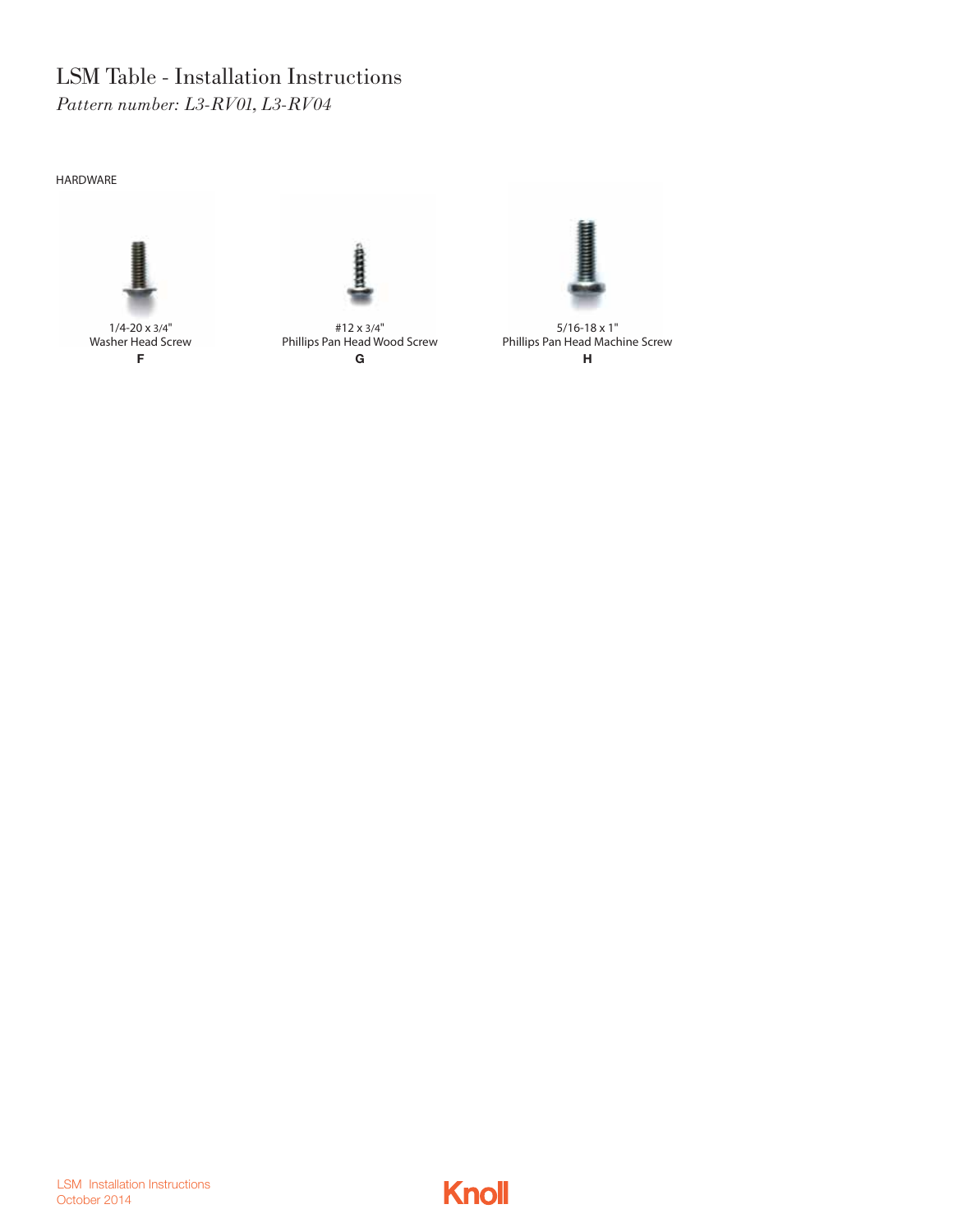# LSM Table - Installation Instructions

*Pattern number: L3-RV01, L3-RV04*

HARDWARE

1/4-20 x 3/4"
Washer Head Screw
**F**

#12 x 3/4"
Phillips Pan Head Wood Screw
**G**

5/16-18 x 1"
Phillips Pan Head Machine Screw
**H**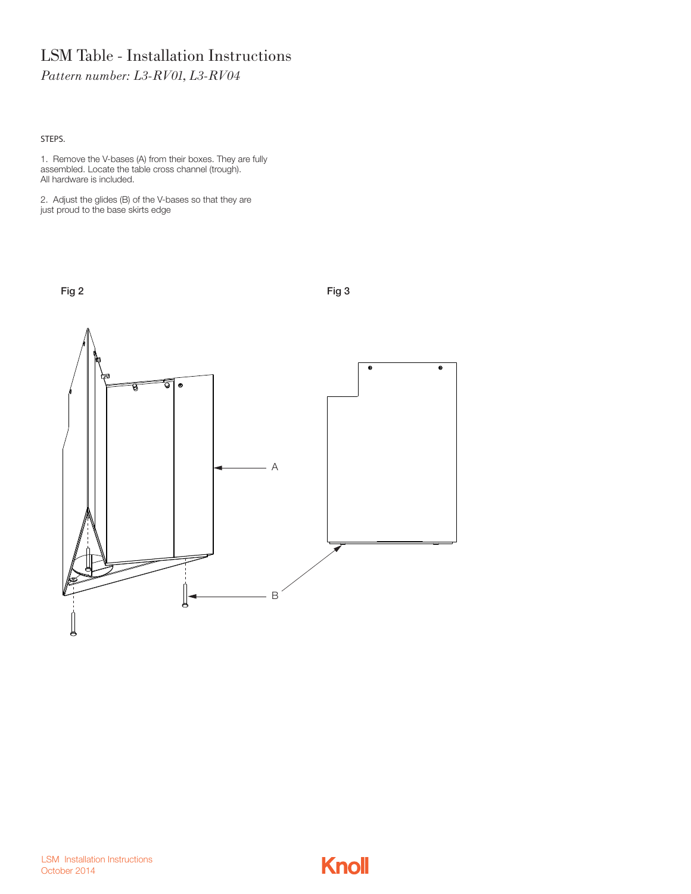# LSM Table - Installation Instructions

*Pattern number: L3-RV01, L3-RV04*

STEPS.

1. Remove the V-bases (A) from their boxes. They are fully assembled. Locate the table cross channel (trough). All hardware is included.

2. Adjust the glides (B) of the V-bases so that they are just proud to the base skirts edge

**Fig 2**

A

B

**Fig 3**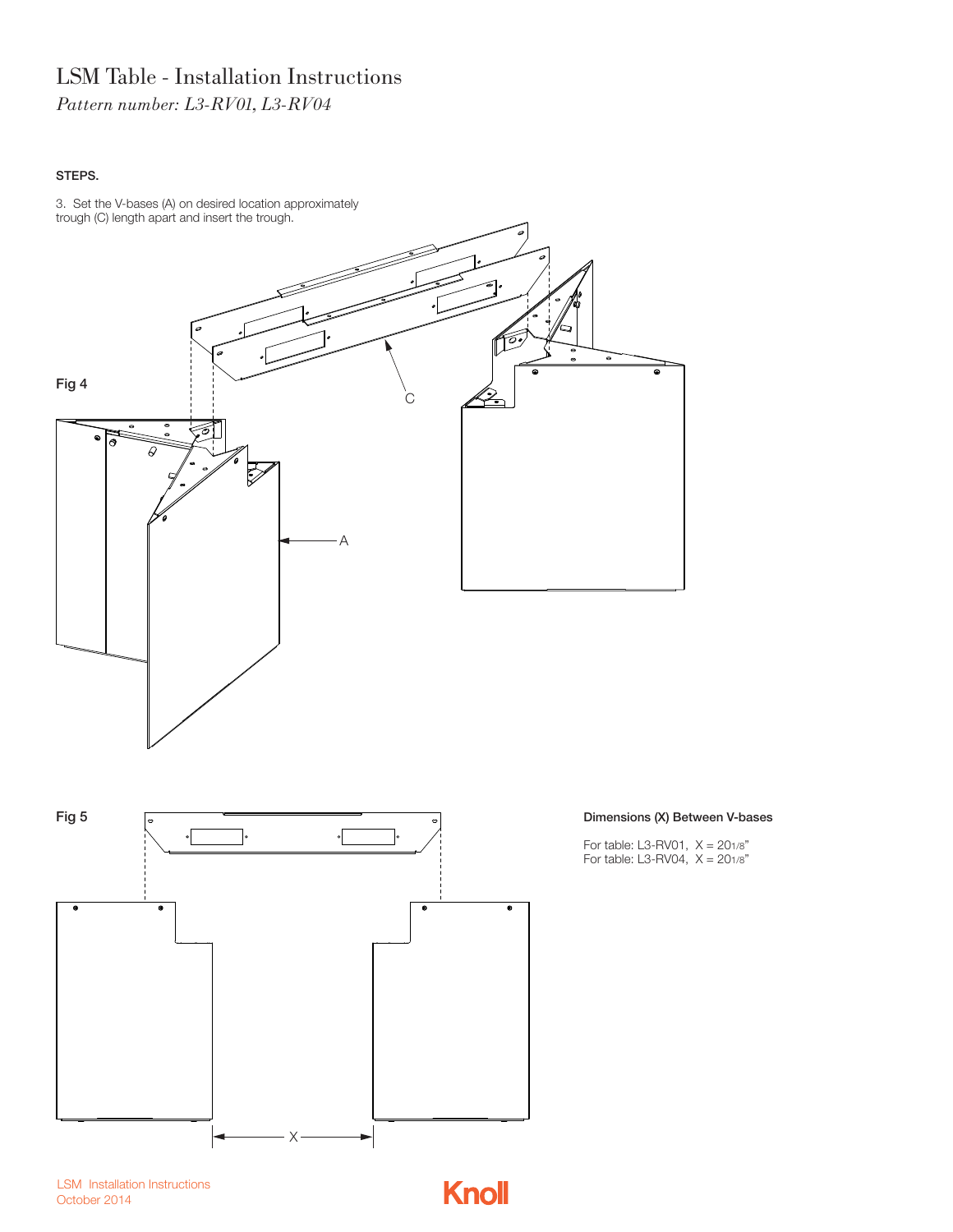# LSM Table - Installation Instructions

*Pattern number: L3-RV01, L3-RV04*

**STEPS.**

3. Set the V-bases (A) on desired location approximately trough (C) length apart and insert the trough.

Fig 4

Fig 5

**Dimensions (X) Between V-bases**

For table: L3-RV01, X = 20 1/8"
For table: L3-RV04, X = 20 1/8"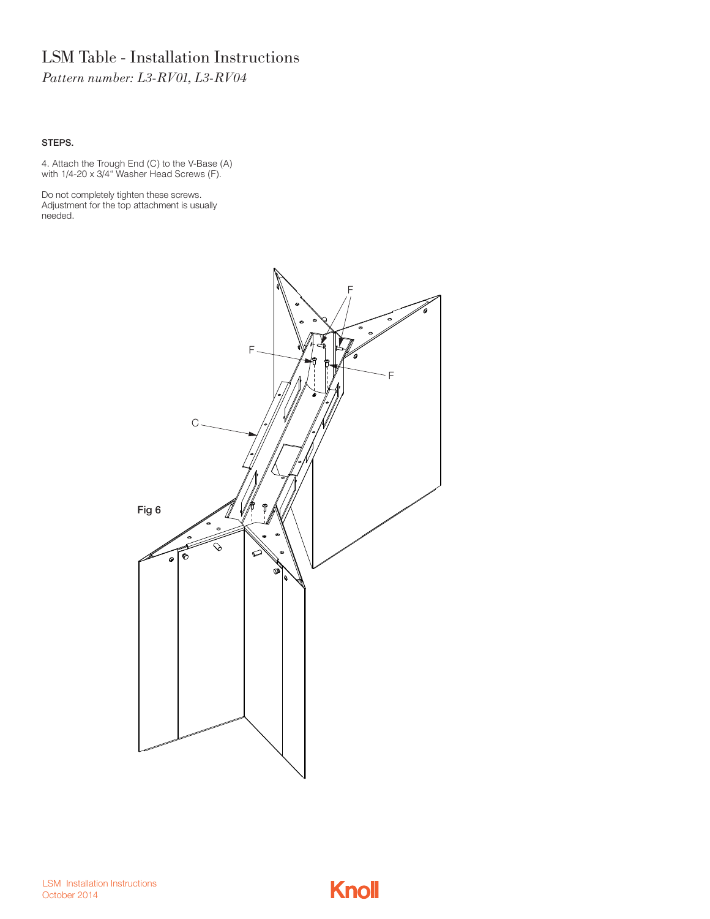# LSM Table - Installation Instructions

*Pattern number: L3-RV01, L3-RV04*

**STEPS.**

4. Attach the Trough End (C) to the V-Base (A) with 1/4-20 x 3/4" Washer Head Screws (F).

Do not completely tighten these screws. Adjustment for the top attachment is usually needed.

**Fig 6**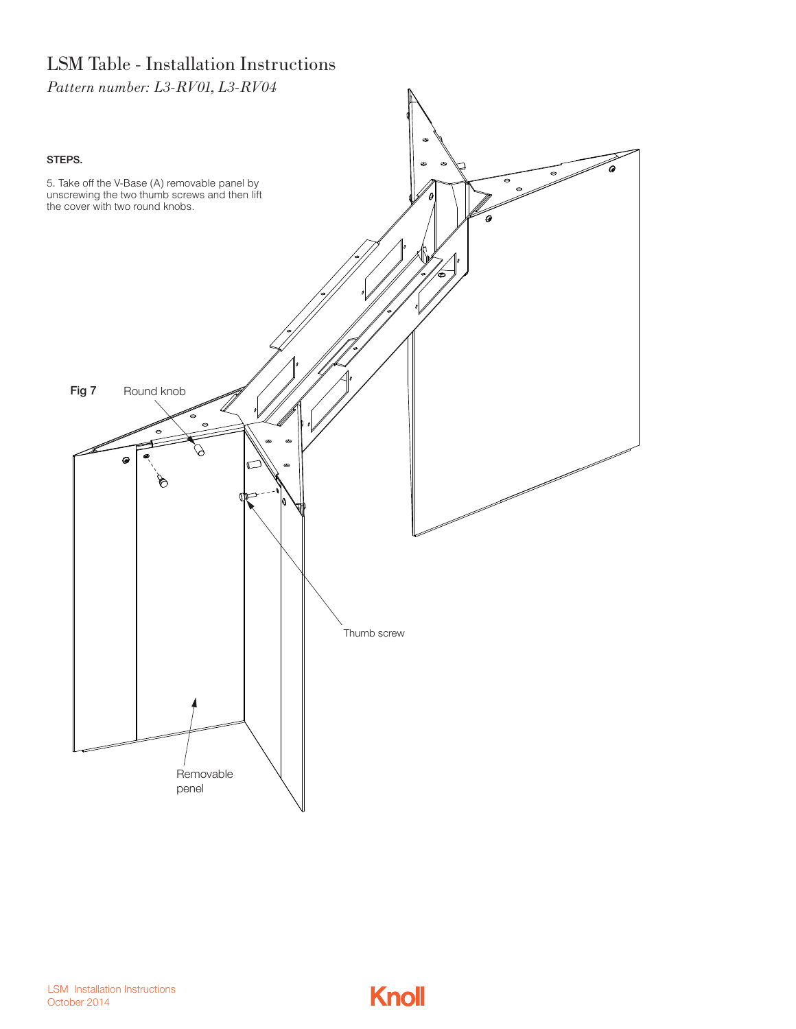# LSM Table - Installation Instructions

*Pattern number: L3-RV01, L3-RV04*

**STEPS.**

5. Take off the V-Base (A) removable panel by unscrewing the two thumb screws and then lift the cover with two round knobs.

**Fig 7** Round knob

Thumb screw

Removable penel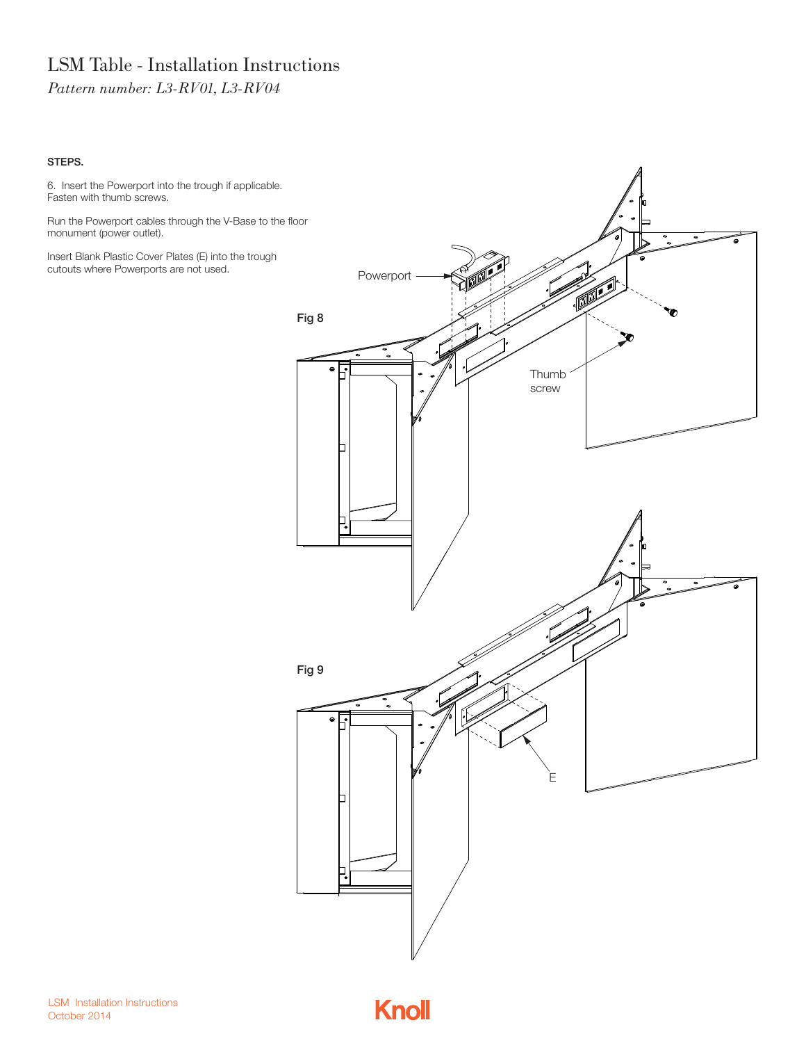# LSM Table - Installation Instructions

*Pattern number: L3-RV01, L3-RV04*

**STEPS.**

6. Insert the Powerport into the trough if applicable. Fasten with thumb screws.

Run the Powerport cables through the V-Base to the floor monument (power outlet).

Insert Blank Plastic Cover Plates (E) into the trough cutouts where Powerports are not used.

Powerport

Fig 8

Thumb screw

Fig 9

E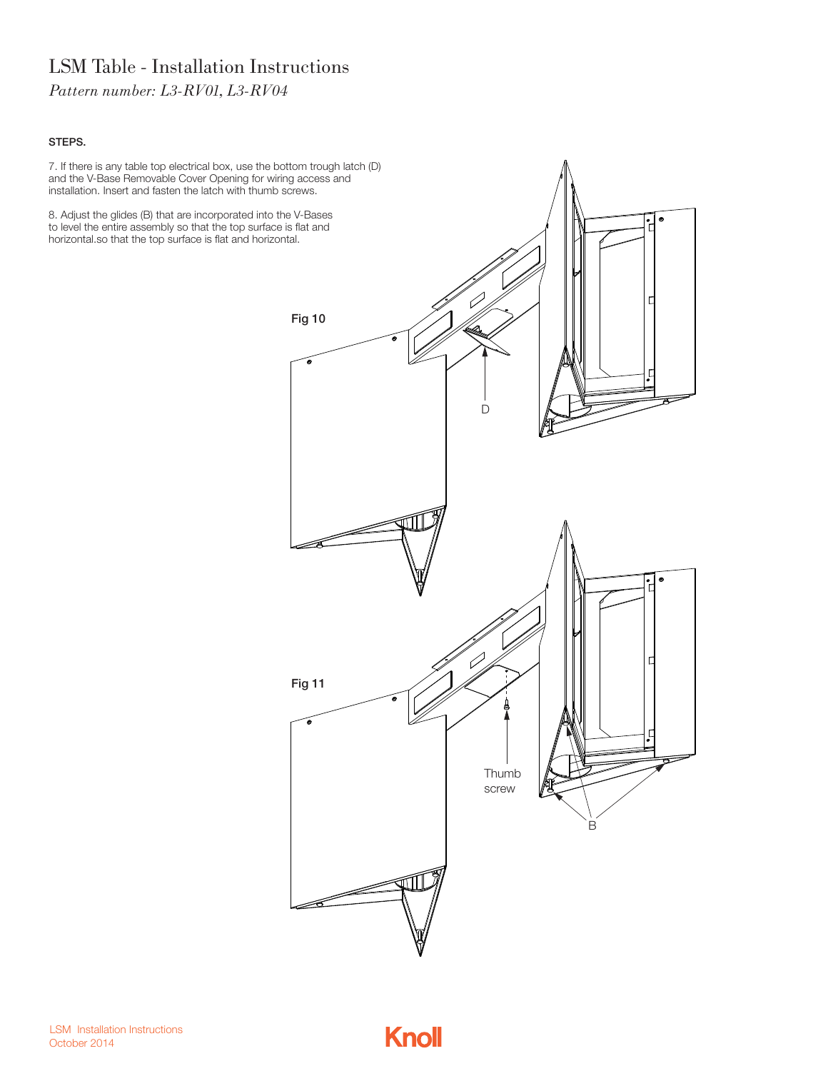# LSM Table - Installation Instructions

*Pattern number: L3-RV01, L3-RV04*

**STEPS.**

7. If there is any table top electrical box, use the bottom trough latch (D) and the V-Base Removable Cover Opening for wiring access and installation. Insert and fasten the latch with thumb screws.

8. Adjust the glides (B) that are incorporated into the V-Bases to level the entire assembly so that the top surface is flat and horizontal.so that the top surface is flat and horizontal.

Fig 10

D

Fig 11

Thumb screw

B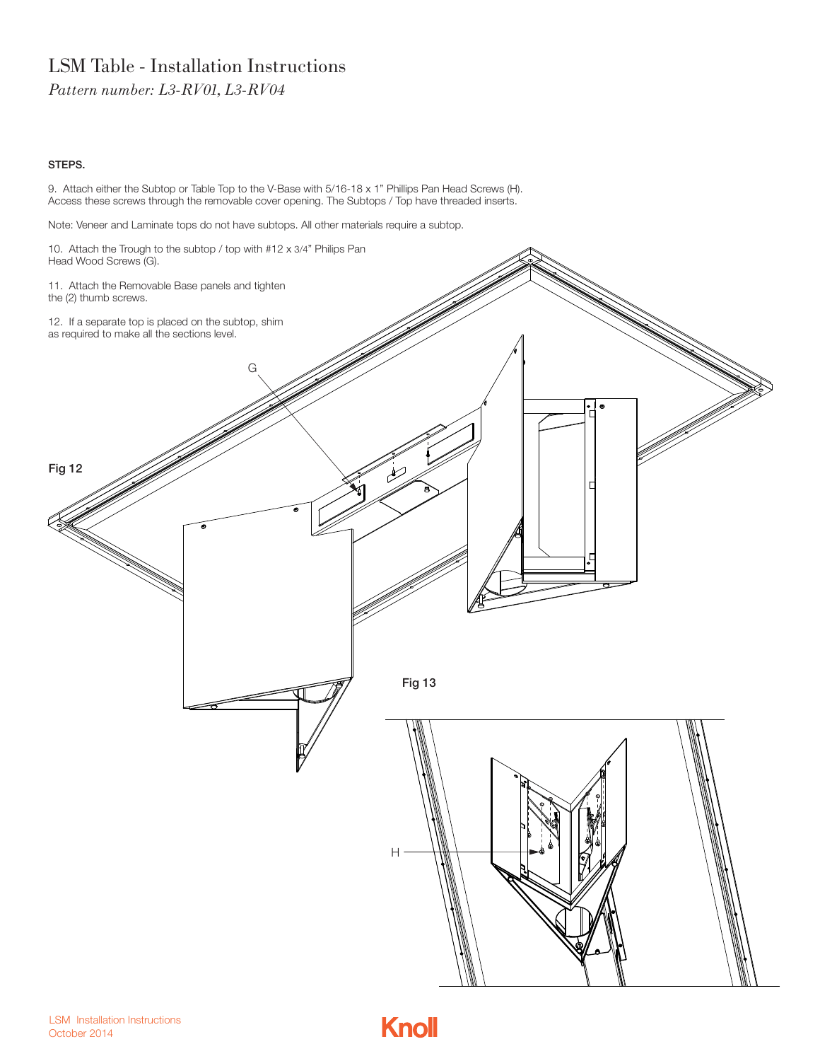# LSM Table - Installation Instructions

*Pattern number: L3-RV01, L3-RV04*

**STEPS.**

9. Attach either the Subtop or Table Top to the V-Base with 5/16-18 x 1” Phillips Pan Head Screws (H). Access these screws through the removable cover opening. The Subtops / Top have threaded inserts.

Note: Veneer and Laminate tops do not have subtops. All other materials require a subtop.

10. Attach the Trough to the subtop / top with #12 x 3/4” Philips Pan Head Wood Screws (G).

11. Attach the Removable Base panels and tighten the (2) thumb screws.

12. If a separate top is placed on the subtop, shim as required to make all the sections level.

G

Fig 12

Fig 13

H

LSM Installation Instructions
October 2014